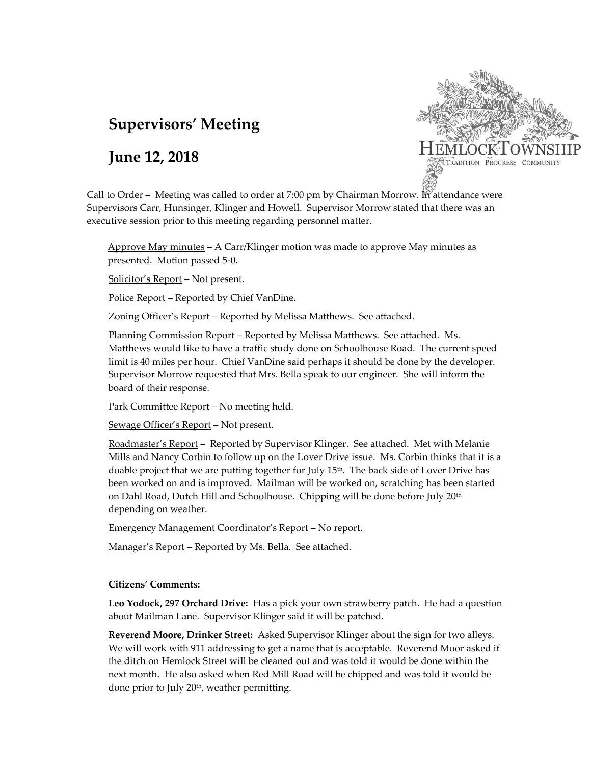# Supervisors' Meeting

# June 12, 2018

HEMLOCK TOWNSHIP
TRADITION PROGRESS COMMUNITY

Call to Order – Meeting was called to order at 7:00 pm by Chairman Morrow. In attendance were Supervisors Carr, Hunsinger, Klinger and Howell. Supervisor Morrow stated that there was an executive session prior to this meeting regarding personnel matter.

Approve May minutes – A Carr/Klinger motion was made to approve May minutes as presented. Motion passed 5-0.

Solicitor's Report – Not present.

Police Report – Reported by Chief VanDine.

Zoning Officer's Report – Reported by Melissa Matthews. See attached.

Planning Commission Report – Reported by Melissa Matthews. See attached. Ms. Matthews would like to have a traffic study done on Schoolhouse Road. The current speed limit is 40 miles per hour. Chief VanDine said perhaps it should be done by the developer. Supervisor Morrow requested that Mrs. Bella speak to our engineer. She will inform the board of their response.

Park Committee Report – No meeting held.

Sewage Officer's Report – Not present.

Roadmaster's Report – Reported by Supervisor Klinger. See attached. Met with Melanie Mills and Nancy Corbin to follow up on the Lover Drive issue. Ms. Corbin thinks that it is a doable project that we are putting together for July 15th. The back side of Lover Drive has been worked on and is improved. Mailman will be worked on, scratching has been started on Dahl Road, Dutch Hill and Schoolhouse. Chipping will be done before July 20th depending on weather.

Emergency Management Coordinator's Report – No report.

Manager's Report – Reported by Ms. Bella. See attached.

**Citizens' Comments:**

**Leo Yodock, 297 Orchard Drive:** Has a pick your own strawberry patch. He had a question about Mailman Lane. Supervisor Klinger said it will be patched.

**Reverend Moore, Drinker Street:** Asked Supervisor Klinger about the sign for two alleys. We will work with 911 addressing to get a name that is acceptable. Reverend Moor asked if the ditch on Hemlock Street will be cleaned out and was told it would be done within the next month. He also asked when Red Mill Road will be chipped and was told it would be done prior to July 20th, weather permitting.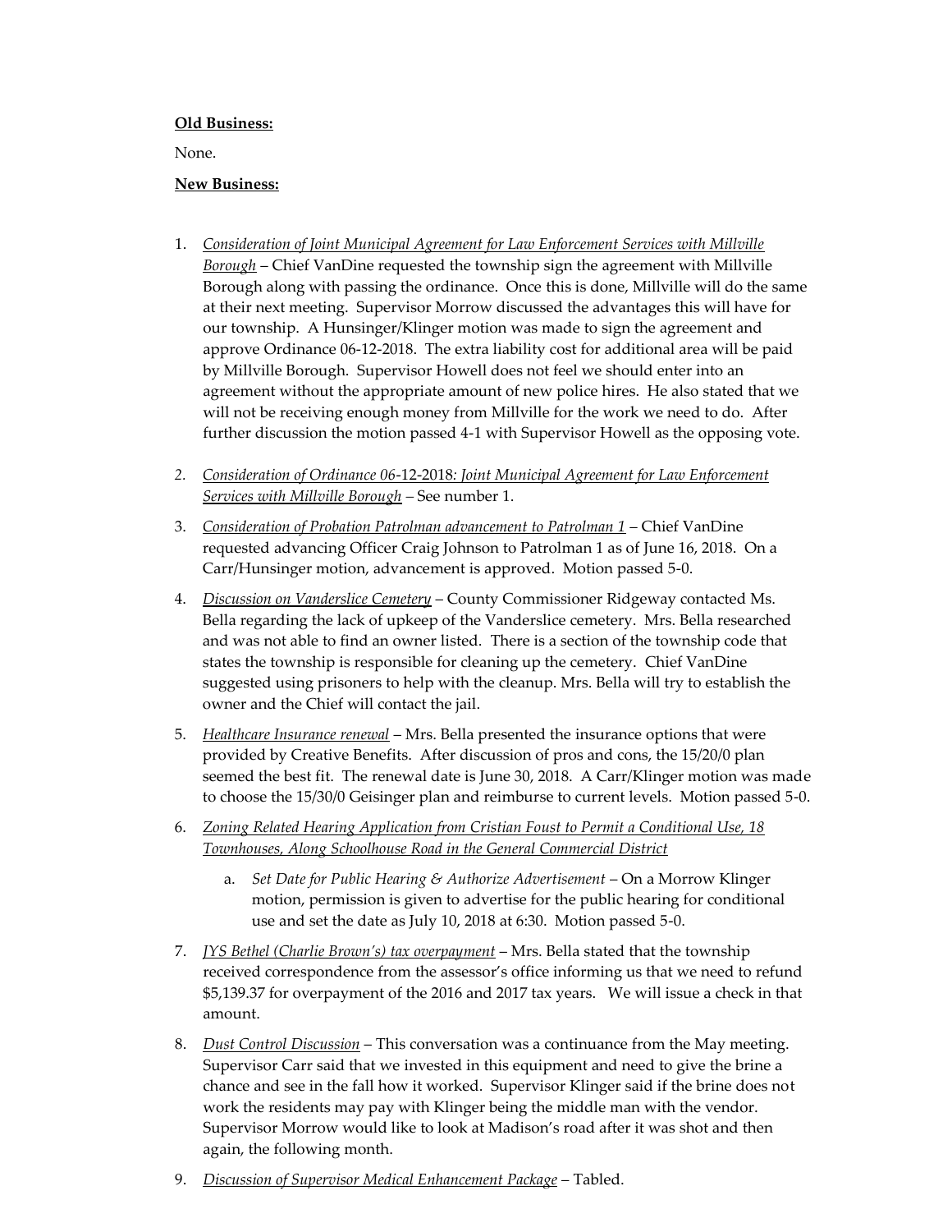**Old Business:**

None.

**New Business:**

1. *Consideration of Joint Municipal Agreement for Law Enforcement Services with Millville Borough* – Chief VanDine requested the township sign the agreement with Millville Borough along with passing the ordinance. Once this is done, Millville will do the same at their next meeting. Supervisor Morrow discussed the advantages this will have for our township. A Hunsinger/Klinger motion was made to sign the agreement and approve Ordinance 06-12-2018. The extra liability cost for additional area will be paid by Millville Borough. Supervisor Howell does not feel we should enter into an agreement without the appropriate amount of new police hires. He also stated that we will not be receiving enough money from Millville for the work we need to do. After further discussion the motion passed 4-1 with Supervisor Howell as the opposing vote.

2. *Consideration of Ordinance 06-12-2018: Joint Municipal Agreement for Law Enforcement Services with Millville Borough* – See number 1.

3. *Consideration of Probation Patrolman advancement to Patrolman 1* – Chief VanDine requested advancing Officer Craig Johnson to Patrolman 1 as of June 16, 2018. On a Carr/Hunsinger motion, advancement is approved. Motion passed 5-0.

4. *Discussion on Vanderslice Cemetery* – County Commissioner Ridgeway contacted Ms. Bella regarding the lack of upkeep of the Vanderslice cemetery. Mrs. Bella researched and was not able to find an owner listed. There is a section of the township code that states the township is responsible for cleaning up the cemetery. Chief VanDine suggested using prisoners to help with the cleanup. Mrs. Bella will try to establish the owner and the Chief will contact the jail.

5. *Healthcare Insurance renewal* – Mrs. Bella presented the insurance options that were provided by Creative Benefits. After discussion of pros and cons, the 15/20/0 plan seemed the best fit. The renewal date is June 30, 2018. A Carr/Klinger motion was made to choose the 15/30/0 Geisinger plan and reimburse to current levels. Motion passed 5-0.

6. *Zoning Related Hearing Application from Cristian Foust to Permit a Conditional Use, 18 Townhouses, Along Schoolhouse Road in the General Commercial District*

   a. *Set Date for Public Hearing & Authorize Advertisement* – On a Morrow Klinger motion, permission is given to advertise for the public hearing for conditional use and set the date as July 10, 2018 at 6:30. Motion passed 5-0.

7. *JYS Bethel (Charlie Brown's) tax overpayment* – Mrs. Bella stated that the township received correspondence from the assessor's office informing us that we need to refund $5,139.37 for overpayment of the 2016 and 2017 tax years. We will issue a check in that amount.

8. *Dust Control Discussion* – This conversation was a continuance from the May meeting. Supervisor Carr said that we invested in this equipment and need to give the brine a chance and see in the fall how it worked. Supervisor Klinger said if the brine does not work the residents may pay with Klinger being the middle man with the vendor. Supervisor Morrow would like to look at Madison's road after it was shot and then again, the following month.

9. *Discussion of Supervisor Medical Enhancement Package* – Tabled.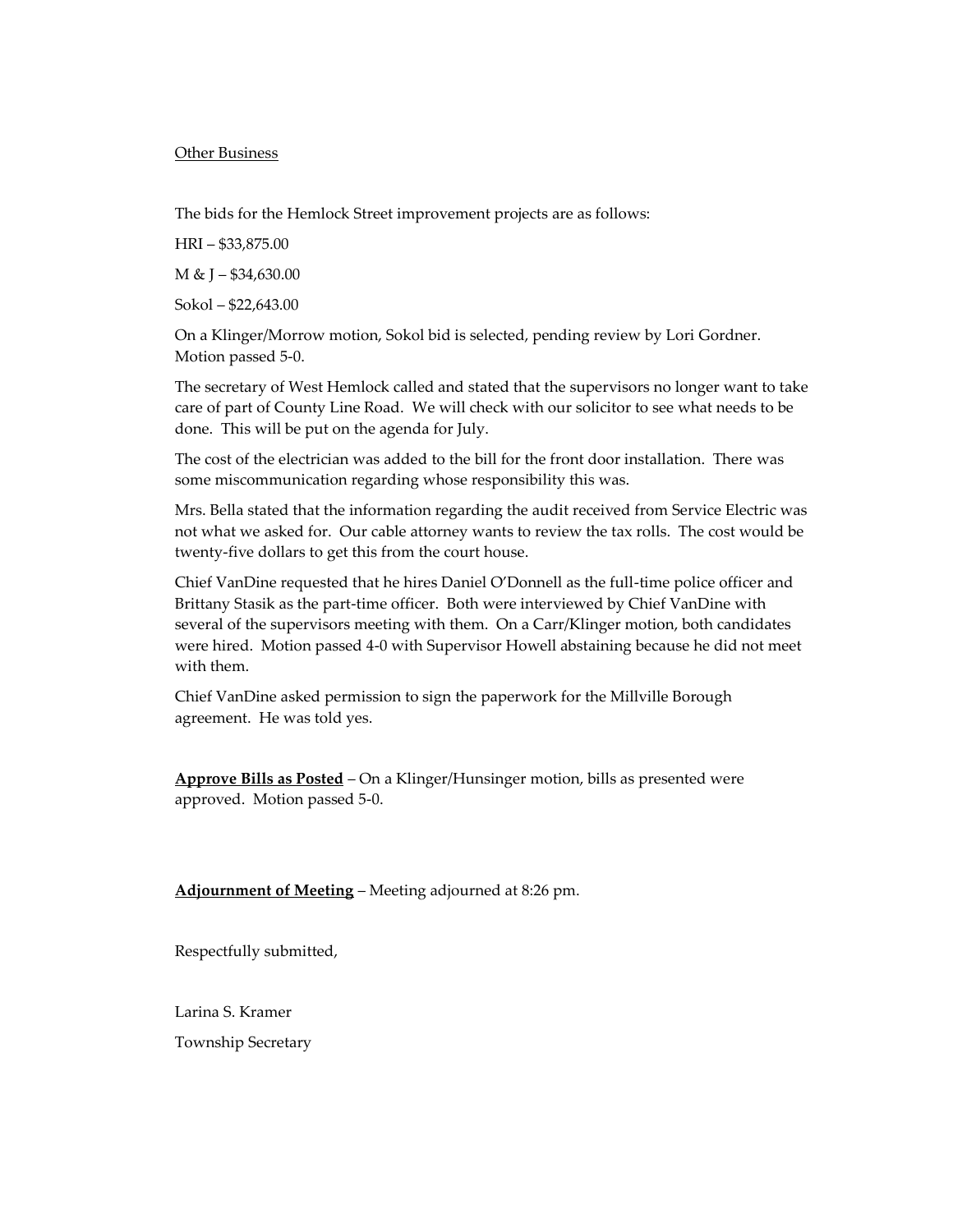Other Business

The bids for the Hemlock Street improvement projects are as follows:

HRI – $33,875.00

M & J – $34,630.00

Sokol – $22,643.00

On a Klinger/Morrow motion, Sokol bid is selected, pending review by Lori Gordner. Motion passed 5-0.

The secretary of West Hemlock called and stated that the supervisors no longer want to take care of part of County Line Road. We will check with our solicitor to see what needs to be done. This will be put on the agenda for July.

The cost of the electrician was added to the bill for the front door installation. There was some miscommunication regarding whose responsibility this was.

Mrs. Bella stated that the information regarding the audit received from Service Electric was not what we asked for. Our cable attorney wants to review the tax rolls. The cost would be twenty-five dollars to get this from the court house.

Chief VanDine requested that he hires Daniel O'Donnell as the full-time police officer and Brittany Stasik as the part-time officer. Both were interviewed by Chief VanDine with several of the supervisors meeting with them. On a Carr/Klinger motion, both candidates were hired. Motion passed 4-0 with Supervisor Howell abstaining because he did not meet with them.

Chief VanDine asked permission to sign the paperwork for the Millville Borough agreement. He was told yes.

**Approve Bills as Posted** – On a Klinger/Hunsinger motion, bills as presented were approved. Motion passed 5-0.

**Adjournment of Meeting** – Meeting adjourned at 8:26 pm.

Respectfully submitted,

Larina S. Kramer

Township Secretary